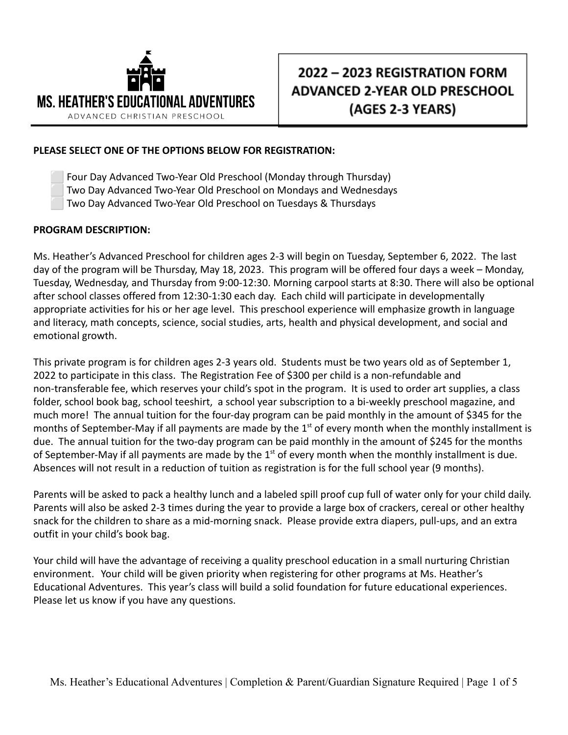# MS. HEATHER'S EDUCATIONAL ADVENTURES

ADVANCED CHRISTIAN PRESCHOOL

## 2022 – 2023 REGISTRATION FORM
## ADVANCED 2-YEAR OLD PRESCHOOL
## (AGES 2-3 YEARS)

**PLEASE SELECT ONE OF THE OPTIONS BELOW FOR REGISTRATION:**

- ⬜ Four Day Advanced Two-Year Old Preschool (Monday through Thursday)
- ⬜ Two Day Advanced Two-Year Old Preschool on Mondays and Wednesdays
- ⬜ Two Day Advanced Two-Year Old Preschool on Tuesdays & Thursdays

**PROGRAM DESCRIPTION:**

Ms. Heather's Advanced Preschool for children ages 2-3 will begin on Tuesday, September 6, 2022. The last day of the program will be Thursday, May 18, 2023. This program will be offered four days a week – Monday, Tuesday, Wednesday, and Thursday from 9:00-12:30. Morning carpool starts at 8:30. There will also be optional after school classes offered from 12:30-1:30 each day. Each child will participate in developmentally appropriate activities for his or her age level. This preschool experience will emphasize growth in language and literacy, math concepts, science, social studies, arts, health and physical development, and social and emotional growth.

This private program is for children ages 2-3 years old. Students must be two years old as of September 1, 2022 to participate in this class. The Registration Fee of $300 per child is a non-refundable and non-transferable fee, which reserves your child's spot in the program. It is used to order art supplies, a class folder, school book bag, school teeshirt, a school year subscription to a bi-weekly preschool magazine, and much more! The annual tuition for the four-day program can be paid monthly in the amount of $345 for the months of September-May if all payments are made by the 1st of every month when the monthly installment is due. The annual tuition for the two-day program can be paid monthly in the amount of $245 for the months of September-May if all payments are made by the 1st of every month when the monthly installment is due. Absences will not result in a reduction of tuition as registration is for the full school year (9 months).

Parents will be asked to pack a healthy lunch and a labeled spill proof cup full of water only for your child daily. Parents will also be asked 2-3 times during the year to provide a large box of crackers, cereal or other healthy snack for the children to share as a mid-morning snack. Please provide extra diapers, pull-ups, and an extra outfit in your child's book bag.

Your child will have the advantage of receiving a quality preschool education in a small nurturing Christian environment. Your child will be given priority when registering for other programs at Ms. Heather's Educational Adventures. This year's class will build a solid foundation for future educational experiences. Please let us know if you have any questions.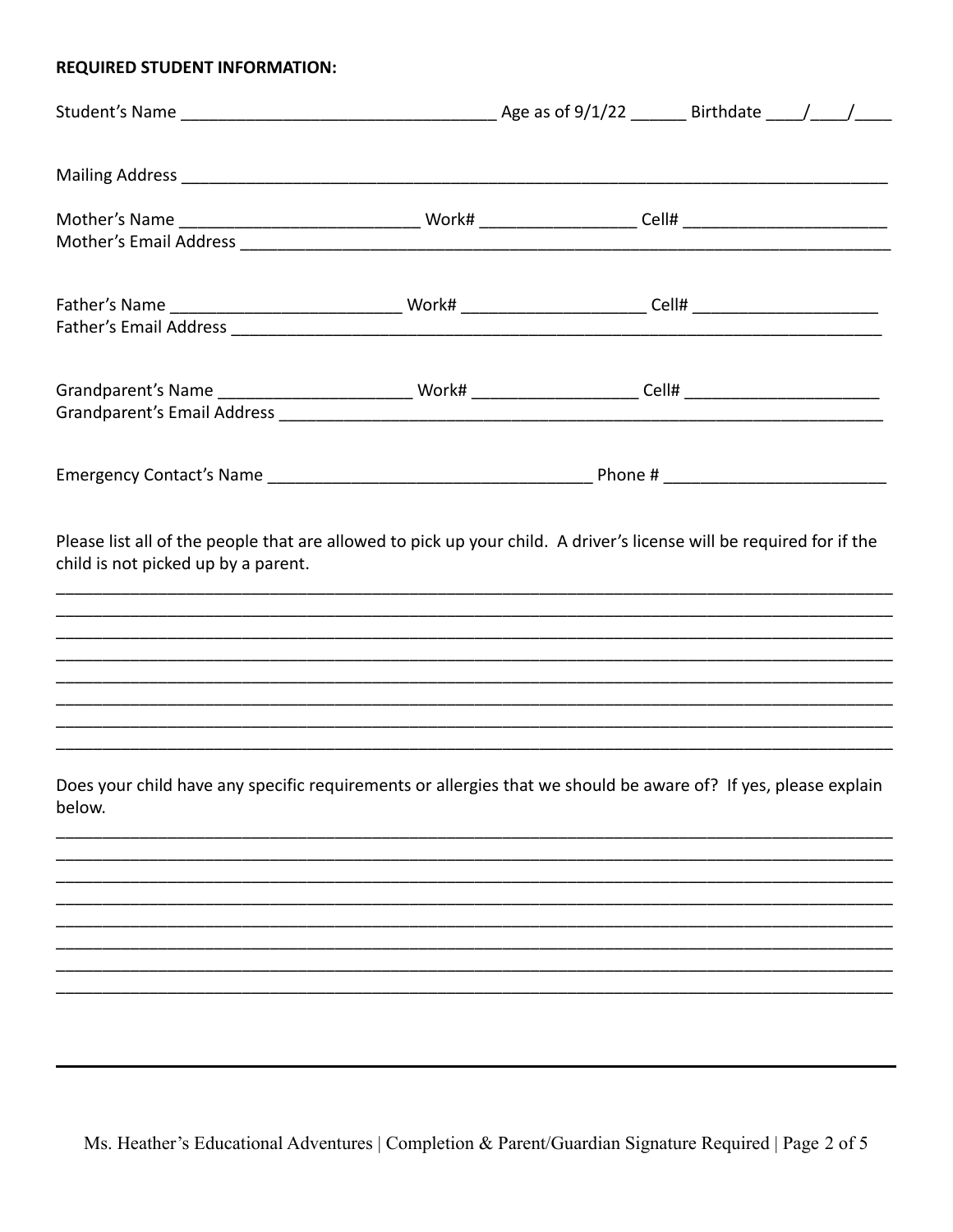**REQUIRED STUDENT INFORMATION:**

Student's Name _________________________________ Age as of 9/1/22 ______ Birthdate ____/____/____

Mailing Address ____________________________________________________________________________

Mother's Name _________________________ Work# ________________ Cell# _____________________
Mother's Email Address ______________________________________________________________________

Father's Name ________________________ Work# ___________________ Cell# ___________________
Father's Email Address ______________________________________________________________________

Grandparent's Name _____________________ Work# _________________ Cell# ____________________
Grandparent's Email Address _________________________________________________________________

Emergency Contact's Name __________________________________ Phone # _______________________

Please list all of the people that are allowed to pick up your child. A driver's license will be required for if the child is not picked up by a parent.

_____________________________________________________________________________________________
_____________________________________________________________________________________________
_____________________________________________________________________________________________
_____________________________________________________________________________________________
_____________________________________________________________________________________________
_____________________________________________________________________________________________
_____________________________________________________________________________________________
_____________________________________________________________________________________________

Does your child have any specific requirements or allergies that we should be aware of? If yes, please explain below.

_____________________________________________________________________________________________
_____________________________________________________________________________________________
_____________________________________________________________________________________________
_____________________________________________________________________________________________
_____________________________________________________________________________________________
_____________________________________________________________________________________________
_____________________________________________________________________________________________
_____________________________________________________________________________________________

Ms. Heather's Educational Adventures | Completion & Parent/Guardian Signature Required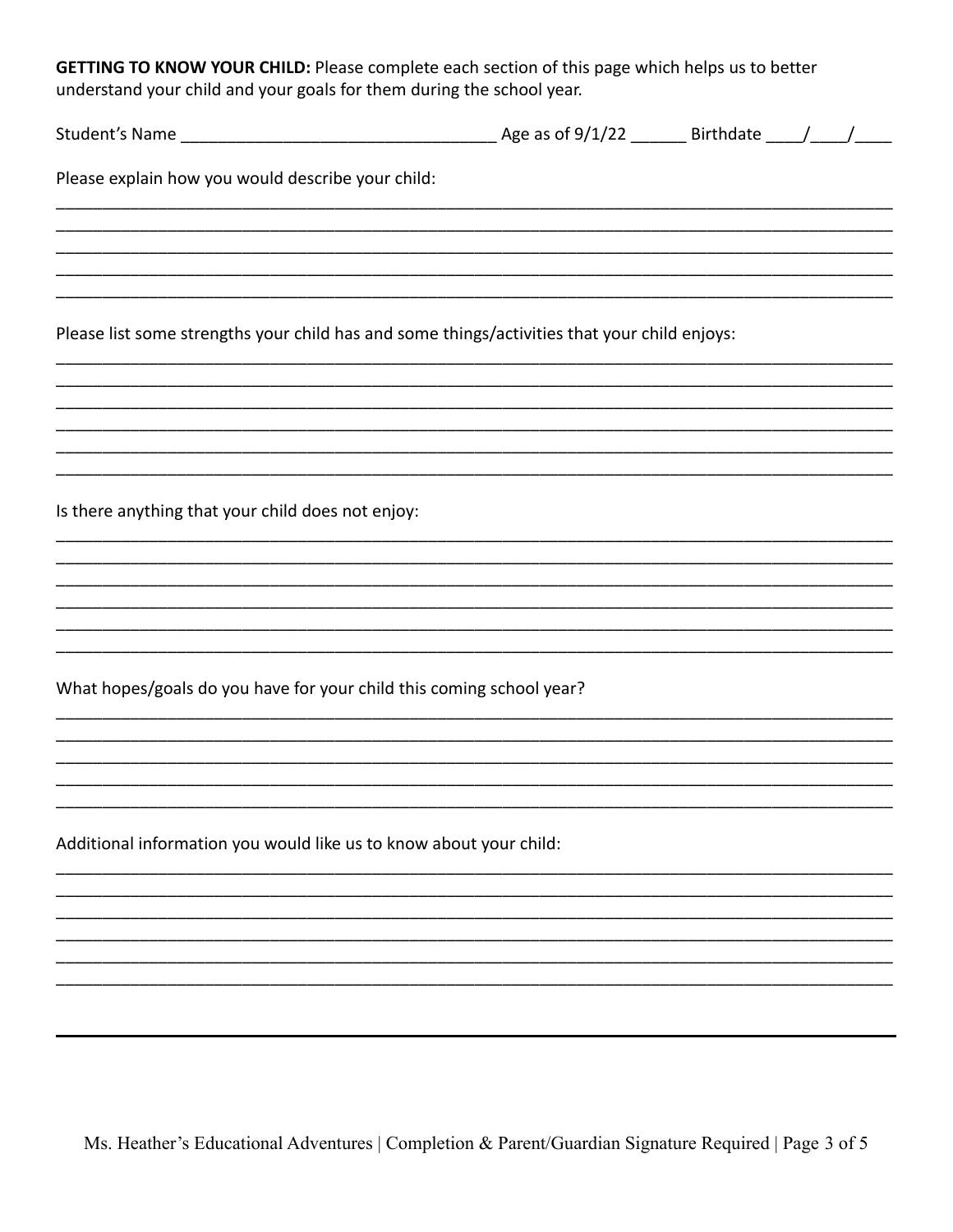**GETTING TO KNOW YOUR CHILD:** Please complete each section of this page which helps us to better understand your child and your goals for them during the school year.

Student's Name ________________________________ Age as of 9/1/22 ______ Birthdate ____/____/____

Please explain how you would describe your child:

______________________________________________________________________________________
______________________________________________________________________________________
______________________________________________________________________________________
______________________________________________________________________________________
______________________________________________________________________________________

Please list some strengths your child has and some things/activities that your child enjoys:

______________________________________________________________________________________
______________________________________________________________________________________
______________________________________________________________________________________
______________________________________________________________________________________
______________________________________________________________________________________
______________________________________________________________________________________

Is there anything that your child does not enjoy:

______________________________________________________________________________________
______________________________________________________________________________________
______________________________________________________________________________________
______________________________________________________________________________________
______________________________________________________________________________________
______________________________________________________________________________________

What hopes/goals do you have for your child this coming school year?

______________________________________________________________________________________
______________________________________________________________________________________
______________________________________________________________________________________
______________________________________________________________________________________
______________________________________________________________________________________

Additional information you would like us to know about your child:

______________________________________________________________________________________
______________________________________________________________________________________
______________________________________________________________________________________
______________________________________________________________________________________
______________________________________________________________________________________
______________________________________________________________________________________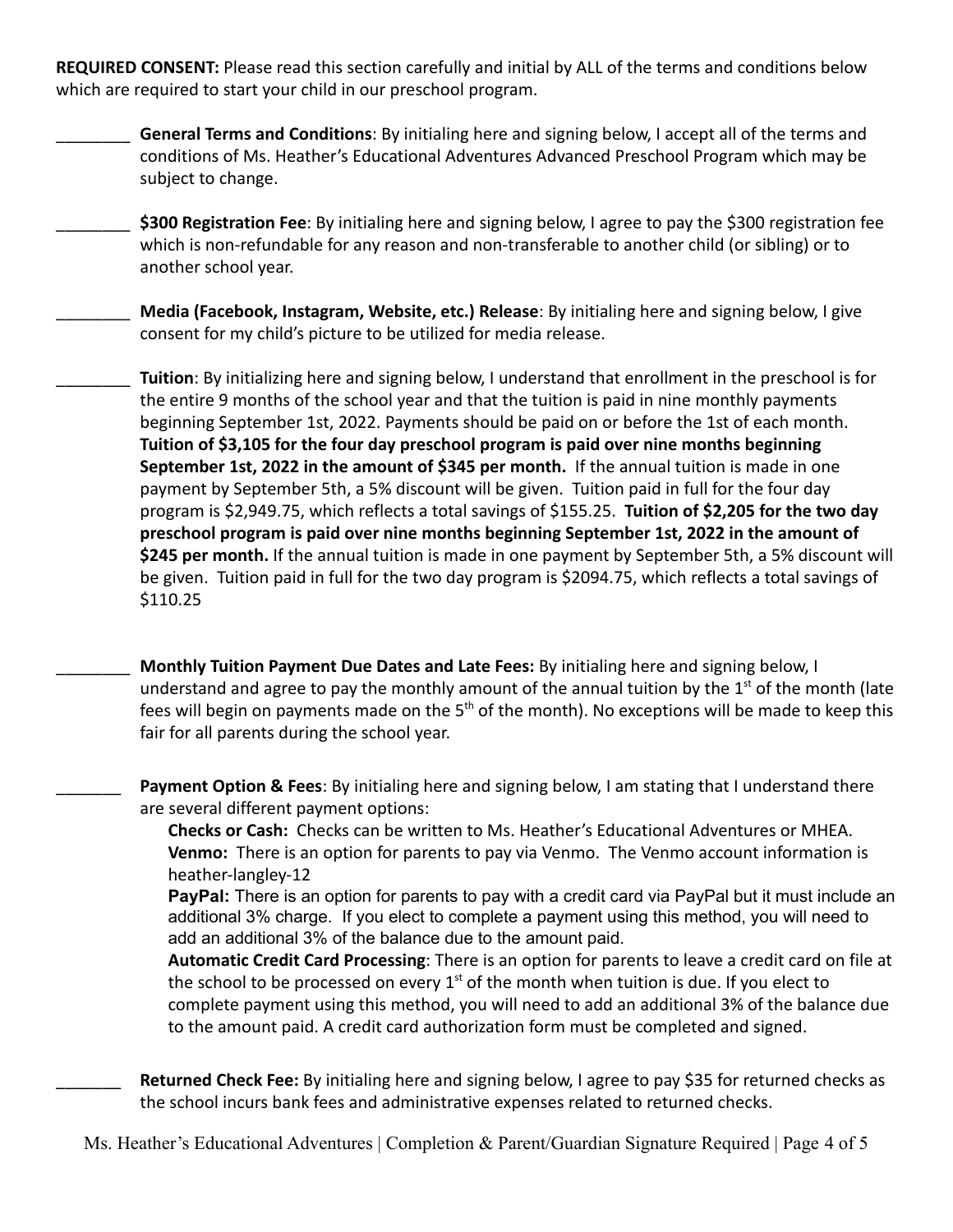**REQUIRED CONSENT:** Please read this section carefully and initial by ALL of the terms and conditions below which are required to start your child in our preschool program.

________ **General Terms and Conditions**: By initialing here and signing below, I accept all of the terms and conditions of Ms. Heather's Educational Adventures Advanced Preschool Program which may be subject to change.

________ **$300 Registration Fee**: By initialing here and signing below, I agree to pay the $300 registration fee which is non-refundable for any reason and non-transferable to another child (or sibling) or to another school year.

________ **Media (Facebook, Instagram, Website, etc.) Release**: By initialing here and signing below, I give consent for my child's picture to be utilized for media release.

________ **Tuition**: By initializing here and signing below, I understand that enrollment in the preschool is for the entire 9 months of the school year and that the tuition is paid in nine monthly payments beginning September 1st, 2022. Payments should be paid on or before the 1st of each month. **Tuition of $3,105 for the four day preschool program is paid over nine months beginning September 1st, 2022 in the amount of $345 per month.** If the annual tuition is made in one payment by September 5th, a 5% discount will be given. Tuition paid in full for the four day program is $2,949.75, which reflects a total savings of $155.25. **Tuition of $2,205 for the two day preschool program is paid over nine months beginning September 1st, 2022 in the amount of $245 per month.** If the annual tuition is made in one payment by September 5th, a 5% discount will be given. Tuition paid in full for the two day program is $2094.75, which reflects a total savings of $110.25

________ **Monthly Tuition Payment Due Dates and Late Fees:** By initialing here and signing below, I understand and agree to pay the monthly amount of the annual tuition by the 1st of the month (late fees will begin on payments made on the 5th of the month). No exceptions will be made to keep this fair for all parents during the school year.

_______ **Payment Option & Fees**: By initialing here and signing below, I am stating that I understand there are several different payment options:

**Checks or Cash:** Checks can be written to Ms. Heather's Educational Adventures or MHEA.

**Venmo:** There is an option for parents to pay via Venmo. The Venmo account information is heather-langley-12

**PayPal:** There is an option for parents to pay with a credit card via PayPal but it must include an additional 3% charge. If you elect to complete a payment using this method, you will need to add an additional 3% of the balance due to the amount paid.

**Automatic Credit Card Processing**: There is an option for parents to leave a credit card on file at the school to be processed on every 1st of the month when tuition is due. If you elect to complete payment using this method, you will need to add an additional 3% of the balance due to the amount paid. A credit card authorization form must be completed and signed.

_______ **Returned Check Fee:** By initialing here and signing below, I agree to pay $35 for returned checks as the school incurs bank fees and administrative expenses related to returned checks.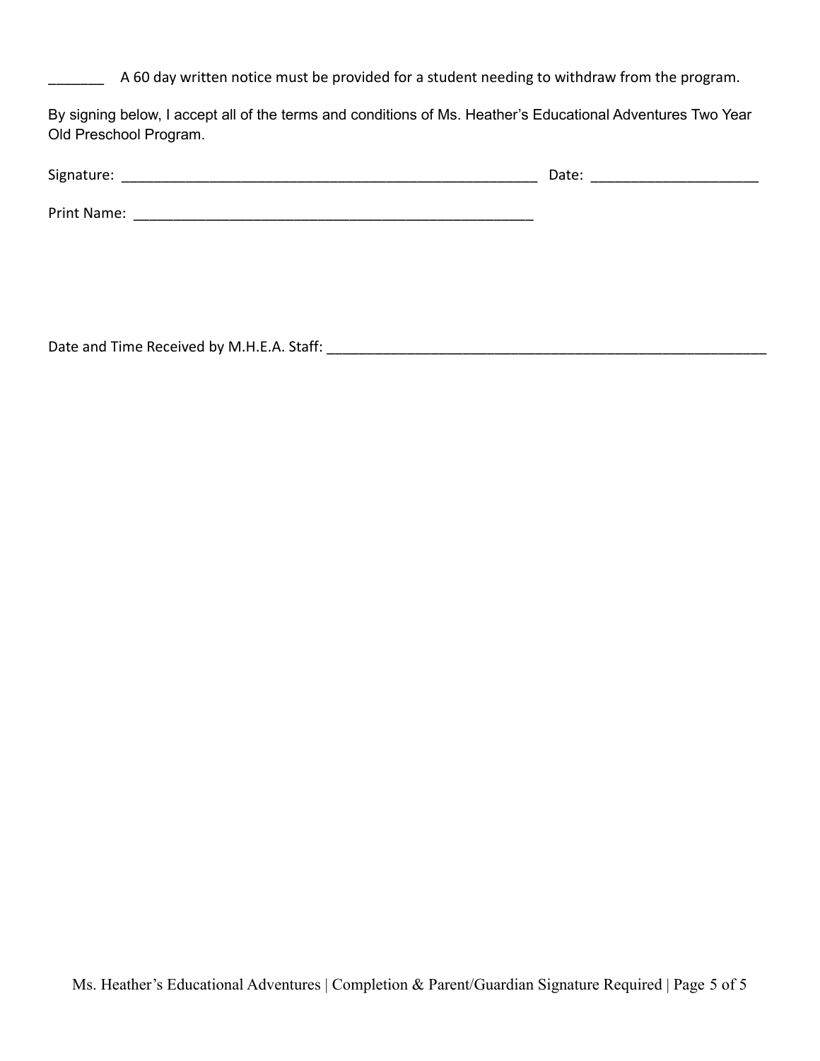_______ A 60 day written notice must be provided for a student needing to withdraw from the program.

By signing below, I accept all of the terms and conditions of Ms. Heather's Educational Adventures Two Year Old Preschool Program.

Signature: ______________________________________________________ Date: ____________________

Print Name: ____________________________________________________

Date and Time Received by M.H.E.A. Staff: _________________________________________________________